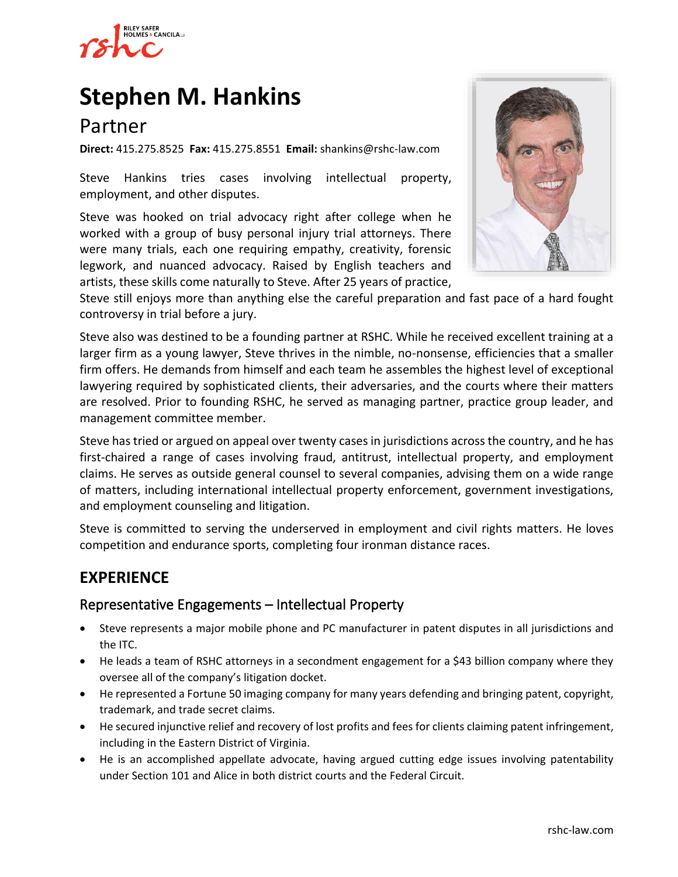# Stephen M. Hankins

## Partner

**Direct:** 415.275.8525 **Fax:** 415.275.8551 **Email:** shankins@rshc-law.com

Steve Hankins tries cases involving intellectual property, employment, and other disputes.

Steve was hooked on trial advocacy right after college when he worked with a group of busy personal injury trial attorneys. There were many trials, each one requiring empathy, creativity, forensic legwork, and nuanced advocacy. Raised by English teachers and artists, these skills come naturally to Steve. After 25 years of practice, Steve still enjoys more than anything else the careful preparation and fast pace of a hard fought controversy in trial before a jury.

Steve also was destined to be a founding partner at RSHC. While he received excellent training at a larger firm as a young lawyer, Steve thrives in the nimble, no-nonsense, efficiencies that a smaller firm offers. He demands from himself and each team he assembles the highest level of exceptional lawyering required by sophisticated clients, their adversaries, and the courts where their matters are resolved. Prior to founding RSHC, he served as managing partner, practice group leader, and management committee member.

Steve has tried or argued on appeal over twenty cases in jurisdictions across the country, and he has first-chaired a range of cases involving fraud, antitrust, intellectual property, and employment claims. He serves as outside general counsel to several companies, advising them on a wide range of matters, including international intellectual property enforcement, government investigations, and employment counseling and litigation.

Steve is committed to serving the underserved in employment and civil rights matters. He loves competition and endurance sports, completing four ironman distance races.

## EXPERIENCE

### Representative Engagements – Intellectual Property

- Steve represents a major mobile phone and PC manufacturer in patent disputes in all jurisdictions and the ITC.
- He leads a team of RSHC attorneys in a secondment engagement for a $43 billion company where they oversee all of the company's litigation docket.
- He represented a Fortune 50 imaging company for many years defending and bringing patent, copyright, trademark, and trade secret claims.
- He secured injunctive relief and recovery of lost profits and fees for clients claiming patent infringement, including in the Eastern District of Virginia.
- He is an accomplished appellate advocate, having argued cutting edge issues involving patentability under Section 101 and Alice in both district courts and the Federal Circuit.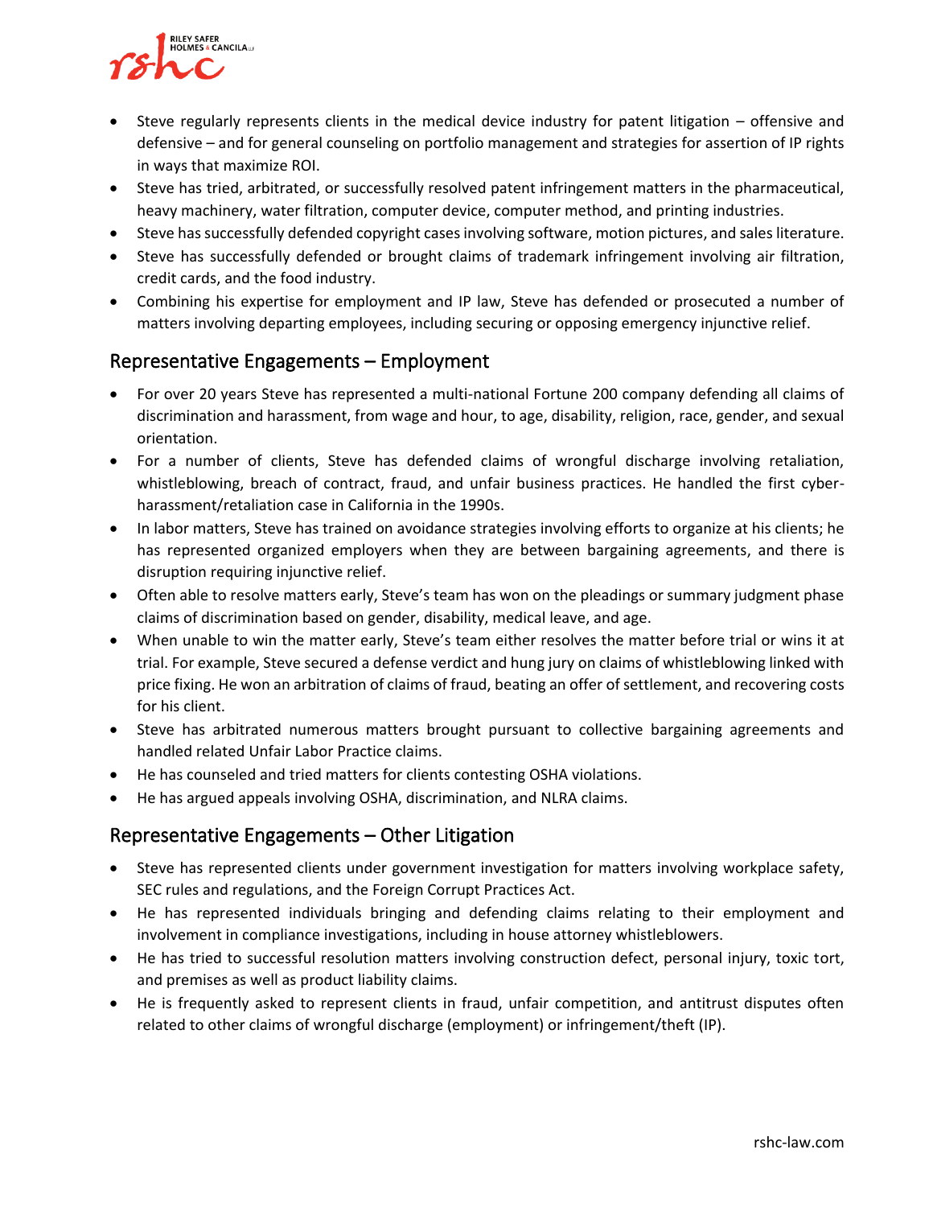- Steve regularly represents clients in the medical device industry for patent litigation – offensive and defensive – and for general counseling on portfolio management and strategies for assertion of IP rights in ways that maximize ROI.
- Steve has tried, arbitrated, or successfully resolved patent infringement matters in the pharmaceutical, heavy machinery, water filtration, computer device, computer method, and printing industries.
- Steve has successfully defended copyright cases involving software, motion pictures, and sales literature.
- Steve has successfully defended or brought claims of trademark infringement involving air filtration, credit cards, and the food industry.
- Combining his expertise for employment and IP law, Steve has defended or prosecuted a number of matters involving departing employees, including securing or opposing emergency injunctive relief.

## Representative Engagements – Employment

- For over 20 years Steve has represented a multi-national Fortune 200 company defending all claims of discrimination and harassment, from wage and hour, to age, disability, religion, race, gender, and sexual orientation.
- For a number of clients, Steve has defended claims of wrongful discharge involving retaliation, whistleblowing, breach of contract, fraud, and unfair business practices. He handled the first cyber-harassment/retaliation case in California in the 1990s.
- In labor matters, Steve has trained on avoidance strategies involving efforts to organize at his clients; he has represented organized employers when they are between bargaining agreements, and there is disruption requiring injunctive relief.
- Often able to resolve matters early, Steve's team has won on the pleadings or summary judgment phase claims of discrimination based on gender, disability, medical leave, and age.
- When unable to win the matter early, Steve's team either resolves the matter before trial or wins it at trial. For example, Steve secured a defense verdict and hung jury on claims of whistleblowing linked with price fixing. He won an arbitration of claims of fraud, beating an offer of settlement, and recovering costs for his client.
- Steve has arbitrated numerous matters brought pursuant to collective bargaining agreements and handled related Unfair Labor Practice claims.
- He has counseled and tried matters for clients contesting OSHA violations.
- He has argued appeals involving OSHA, discrimination, and NLRA claims.

## Representative Engagements – Other Litigation

- Steve has represented clients under government investigation for matters involving workplace safety, SEC rules and regulations, and the Foreign Corrupt Practices Act.
- He has represented individuals bringing and defending claims relating to their employment and involvement in compliance investigations, including in house attorney whistleblowers.
- He has tried to successful resolution matters involving construction defect, personal injury, toxic tort, and premises as well as product liability claims.
- He is frequently asked to represent clients in fraud, unfair competition, and antitrust disputes often related to other claims of wrongful discharge (employment) or infringement/theft (IP).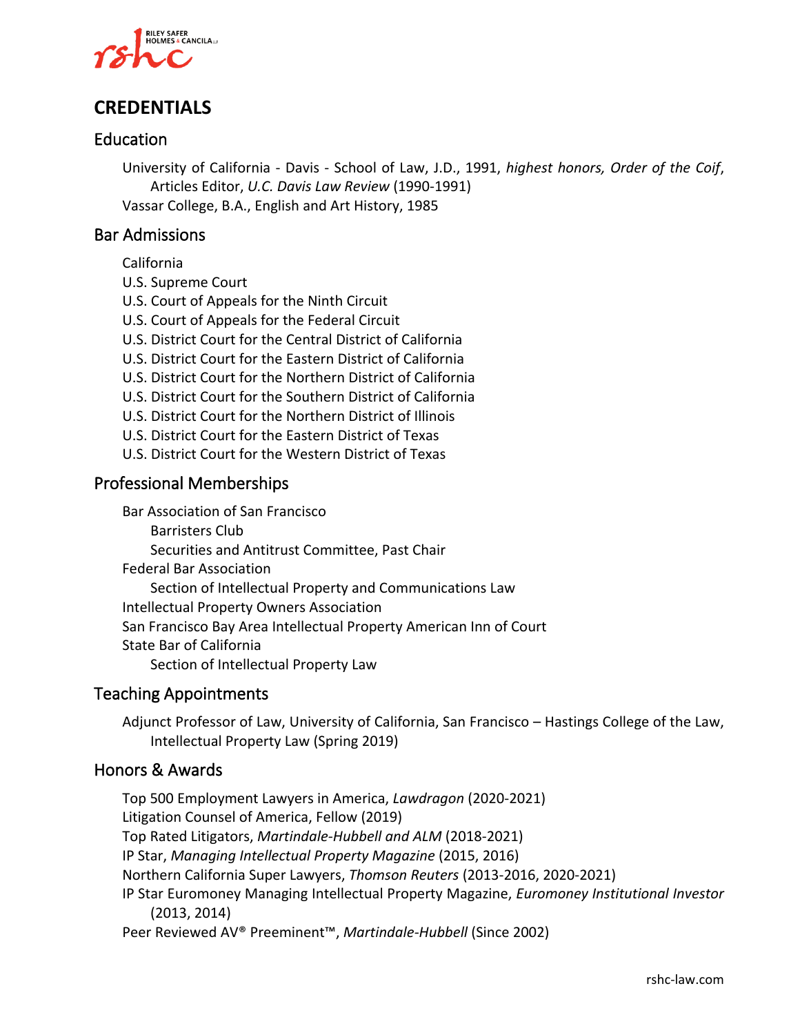# CREDENTIALS

## Education

University of California - Davis - School of Law, J.D., 1991, *highest honors, Order of the Coif*, Articles Editor, *U.C. Davis Law Review* (1990-1991)

Vassar College, B.A., English and Art History, 1985

## Bar Admissions

California

U.S. Supreme Court

U.S. Court of Appeals for the Ninth Circuit

U.S. Court of Appeals for the Federal Circuit

U.S. District Court for the Central District of California

U.S. District Court for the Eastern District of California

U.S. District Court for the Northern District of California

U.S. District Court for the Southern District of California

U.S. District Court for the Northern District of Illinois

U.S. District Court for the Eastern District of Texas

U.S. District Court for the Western District of Texas

## Professional Memberships

- Bar Association of San Francisco
  - Barristers Club
  - Securities and Antitrust Committee, Past Chair
- Federal Bar Association
  - Section of Intellectual Property and Communications Law
- Intellectual Property Owners Association
- San Francisco Bay Area Intellectual Property American Inn of Court
- State Bar of California
  - Section of Intellectual Property Law

## Teaching Appointments

Adjunct Professor of Law, University of California, San Francisco – Hastings College of the Law, Intellectual Property Law (Spring 2019)

## Honors & Awards

Top 500 Employment Lawyers in America, *Lawdragon* (2020-2021)

Litigation Counsel of America, Fellow (2019)

Top Rated Litigators, *Martindale-Hubbell and ALM* (2018-2021)

IP Star, *Managing Intellectual Property Magazine* (2015, 2016)

Northern California Super Lawyers, *Thomson Reuters* (2013-2016, 2020-2021)

IP Star Euromoney Managing Intellectual Property Magazine, *Euromoney Institutional Investor* (2013, 2014)

Peer Reviewed AV® Preeminent™, *Martindale-Hubbell* (Since 2002)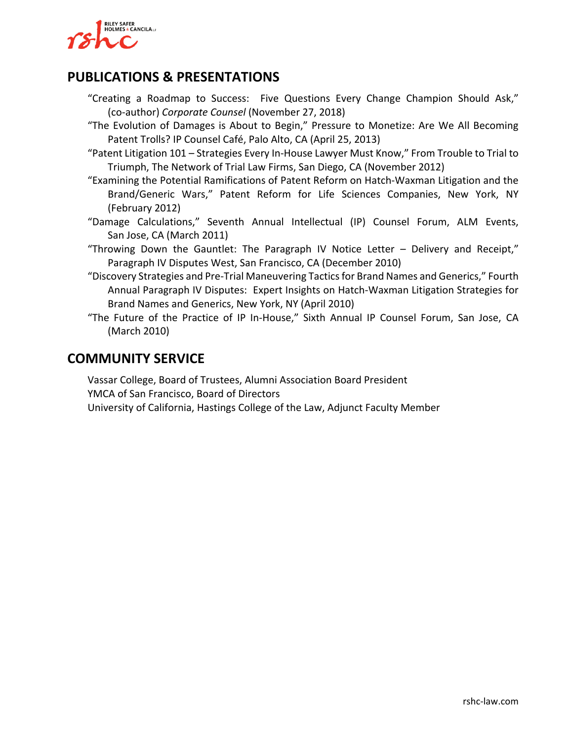## PUBLICATIONS & PRESENTATIONS

"Creating a Roadmap to Success: Five Questions Every Change Champion Should Ask," (co-author) *Corporate Counsel* (November 27, 2018)

"The Evolution of Damages is About to Begin," Pressure to Monetize: Are We All Becoming Patent Trolls? IP Counsel Café, Palo Alto, CA (April 25, 2013)

"Patent Litigation 101 – Strategies Every In-House Lawyer Must Know," From Trouble to Trial to Triumph, The Network of Trial Law Firms, San Diego, CA (November 2012)

"Examining the Potential Ramifications of Patent Reform on Hatch-Waxman Litigation and the Brand/Generic Wars," Patent Reform for Life Sciences Companies, New York, NY (February 2012)

"Damage Calculations," Seventh Annual Intellectual (IP) Counsel Forum, ALM Events, San Jose, CA (March 2011)

"Throwing Down the Gauntlet: The Paragraph IV Notice Letter – Delivery and Receipt," Paragraph IV Disputes West, San Francisco, CA (December 2010)

"Discovery Strategies and Pre-Trial Maneuvering Tactics for Brand Names and Generics," Fourth Annual Paragraph IV Disputes: Expert Insights on Hatch-Waxman Litigation Strategies for Brand Names and Generics, New York, NY (April 2010)

"The Future of the Practice of IP In-House," Sixth Annual IP Counsel Forum, San Jose, CA (March 2010)

## COMMUNITY SERVICE

Vassar College, Board of Trustees, Alumni Association Board President

YMCA of San Francisco, Board of Directors

University of California, Hastings College of the Law, Adjunct Faculty Member